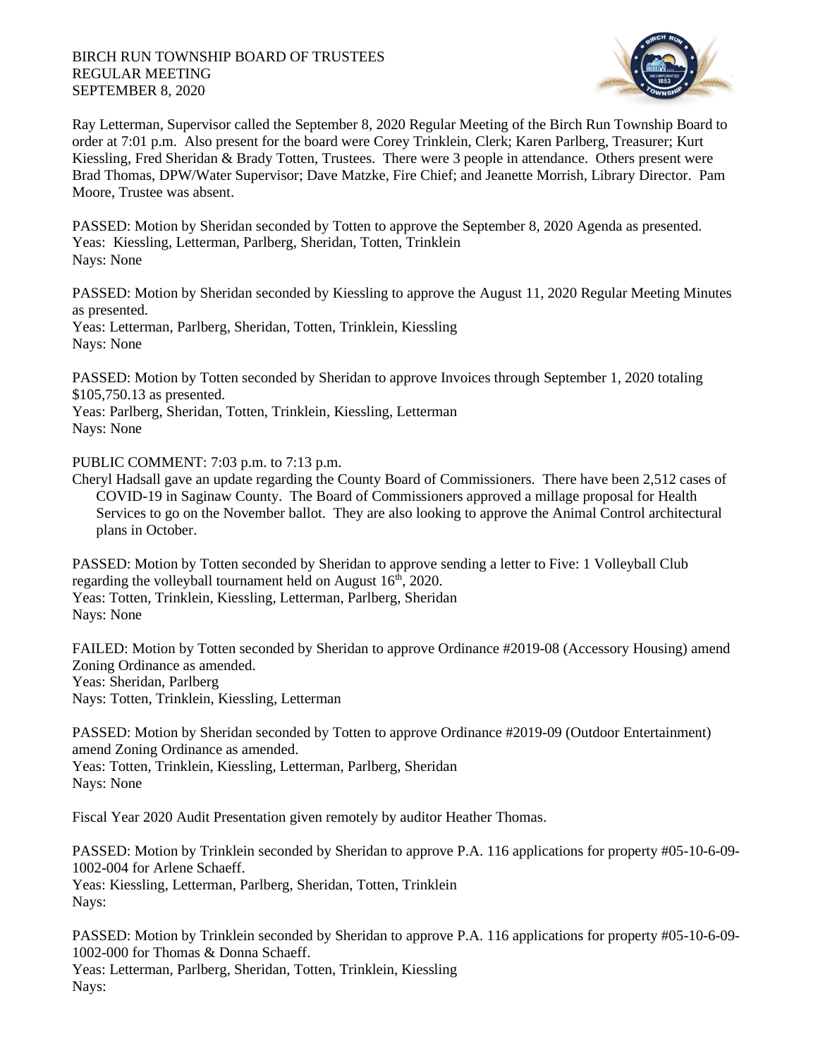BIRCH RUN TOWNSHIP BOARD OF TRUSTEES
REGULAR MEETING
SEPTEMBER 8, 2020

Ray Letterman, Supervisor called the September 8, 2020 Regular Meeting of the Birch Run Township Board to order at 7:01 p.m. Also present for the board were Corey Trinklein, Clerk; Karen Parlberg, Treasurer; Kurt Kiessling, Fred Sheridan & Brady Totten, Trustees. There were 3 people in attendance. Others present were Brad Thomas, DPW/Water Supervisor; Dave Matzke, Fire Chief; and Jeanette Morrish, Library Director. Pam Moore, Trustee was absent.

PASSED: Motion by Sheridan seconded by Totten to approve the September 8, 2020 Agenda as presented.
Yeas: Kiessling, Letterman, Parlberg, Sheridan, Totten, Trinklein
Nays: None

PASSED: Motion by Sheridan seconded by Kiessling to approve the August 11, 2020 Regular Meeting Minutes as presented.
Yeas: Letterman, Parlberg, Sheridan, Totten, Trinklein, Kiessling
Nays: None

PASSED: Motion by Totten seconded by Sheridan to approve Invoices through September 1, 2020 totaling $105,750.13 as presented.
Yeas: Parlberg, Sheridan, Totten, Trinklein, Kiessling, Letterman
Nays: None

PUBLIC COMMENT: 7:03 p.m. to 7:13 p.m.
Cheryl Hadsall gave an update regarding the County Board of Commissioners. There have been 2,512 cases of COVID-19 in Saginaw County. The Board of Commissioners approved a millage proposal for Health Services to go on the November ballot. They are also looking to approve the Animal Control architectural plans in October.

PASSED: Motion by Totten seconded by Sheridan to approve sending a letter to Five: 1 Volleyball Club regarding the volleyball tournament held on August 16th, 2020.
Yeas: Totten, Trinklein, Kiessling, Letterman, Parlberg, Sheridan
Nays: None

FAILED: Motion by Totten seconded by Sheridan to approve Ordinance #2019-08 (Accessory Housing) amend Zoning Ordinance as amended.
Yeas: Sheridan, Parlberg
Nays: Totten, Trinklein, Kiessling, Letterman

PASSED: Motion by Sheridan seconded by Totten to approve Ordinance #2019-09 (Outdoor Entertainment) amend Zoning Ordinance as amended.
Yeas: Totten, Trinklein, Kiessling, Letterman, Parlberg, Sheridan
Nays: None

Fiscal Year 2020 Audit Presentation given remotely by auditor Heather Thomas.

PASSED: Motion by Trinklein seconded by Sheridan to approve P.A. 116 applications for property #05-10-6-09-1002-004 for Arlene Schaeff.
Yeas: Kiessling, Letterman, Parlberg, Sheridan, Totten, Trinklein
Nays:

PASSED: Motion by Trinklein seconded by Sheridan to approve P.A. 116 applications for property #05-10-6-09-1002-000 for Thomas & Donna Schaeff.
Yeas: Letterman, Parlberg, Sheridan, Totten, Trinklein, Kiessling
Nays: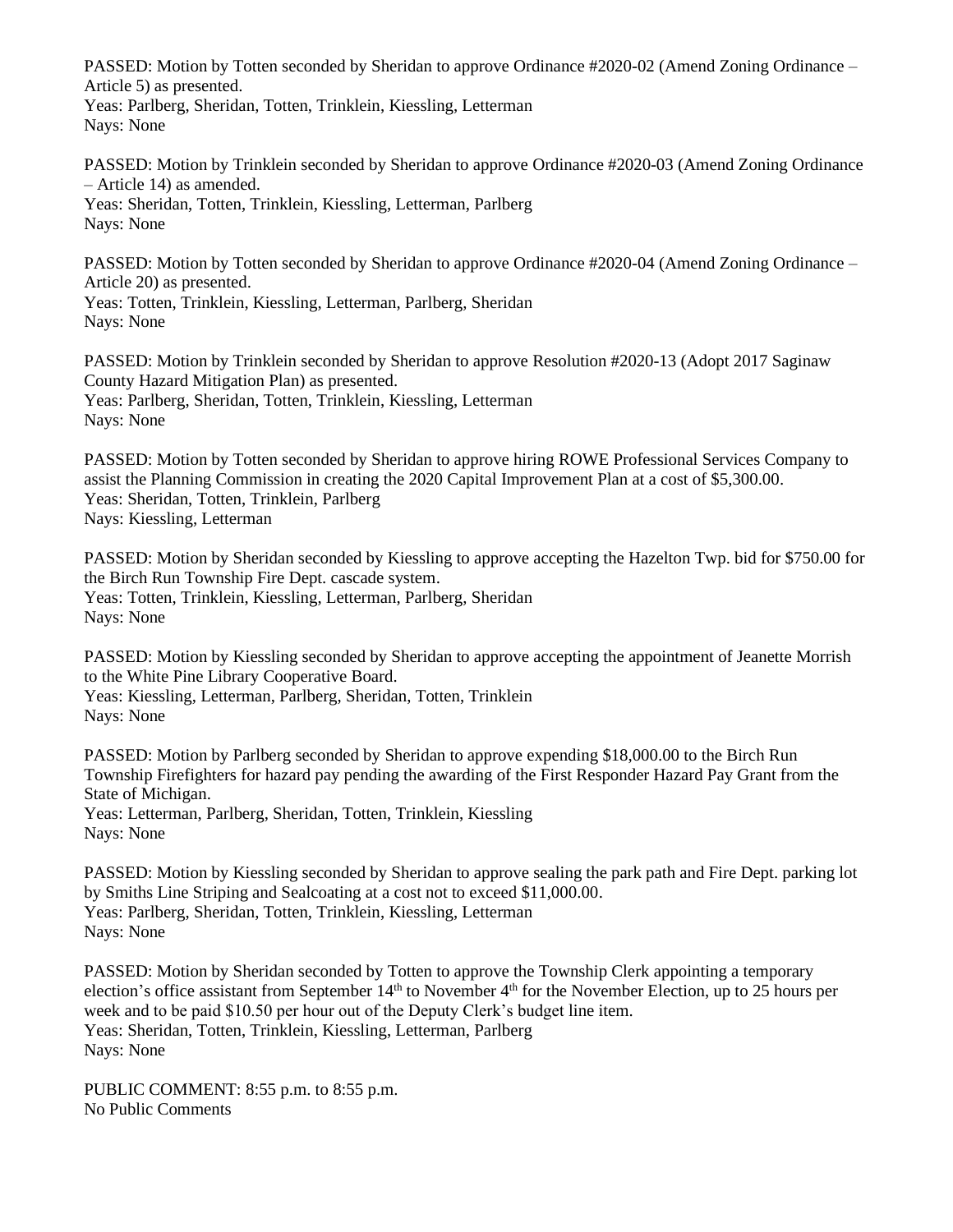PASSED: Motion by Totten seconded by Sheridan to approve Ordinance #2020-02 (Amend Zoning Ordinance – Article 5) as presented.
Yeas: Parlberg, Sheridan, Totten, Trinklein, Kiessling, Letterman
Nays: None

PASSED: Motion by Trinklein seconded by Sheridan to approve Ordinance #2020-03 (Amend Zoning Ordinance – Article 14) as amended.
Yeas: Sheridan, Totten, Trinklein, Kiessling, Letterman, Parlberg
Nays: None

PASSED: Motion by Totten seconded by Sheridan to approve Ordinance #2020-04 (Amend Zoning Ordinance – Article 20) as presented.
Yeas: Totten, Trinklein, Kiessling, Letterman, Parlberg, Sheridan
Nays: None

PASSED: Motion by Trinklein seconded by Sheridan to approve Resolution #2020-13 (Adopt 2017 Saginaw County Hazard Mitigation Plan) as presented.
Yeas: Parlberg, Sheridan, Totten, Trinklein, Kiessling, Letterman
Nays: None

PASSED: Motion by Totten seconded by Sheridan to approve hiring ROWE Professional Services Company to assist the Planning Commission in creating the 2020 Capital Improvement Plan at a cost of $5,300.00.
Yeas: Sheridan, Totten, Trinklein, Parlberg
Nays: Kiessling, Letterman

PASSED: Motion by Sheridan seconded by Kiessling to approve accepting the Hazelton Twp. bid for $750.00 for the Birch Run Township Fire Dept. cascade system.
Yeas: Totten, Trinklein, Kiessling, Letterman, Parlberg, Sheridan
Nays: None

PASSED: Motion by Kiessling seconded by Sheridan to approve accepting the appointment of Jeanette Morrish to the White Pine Library Cooperative Board.
Yeas: Kiessling, Letterman, Parlberg, Sheridan, Totten, Trinklein
Nays: None

PASSED: Motion by Parlberg seconded by Sheridan to approve expending $18,000.00 to the Birch Run Township Firefighters for hazard pay pending the awarding of the First Responder Hazard Pay Grant from the State of Michigan.
Yeas: Letterman, Parlberg, Sheridan, Totten, Trinklein, Kiessling
Nays: None

PASSED: Motion by Kiessling seconded by Sheridan to approve sealing the park path and Fire Dept. parking lot by Smiths Line Striping and Sealcoating at a cost not to exceed $11,000.00.
Yeas: Parlberg, Sheridan, Totten, Trinklein, Kiessling, Letterman
Nays: None

PASSED: Motion by Sheridan seconded by Totten to approve the Township Clerk appointing a temporary election's office assistant from September 14th to November 4th for the November Election, up to 25 hours per week and to be paid $10.50 per hour out of the Deputy Clerk's budget line item.
Yeas: Sheridan, Totten, Trinklein, Kiessling, Letterman, Parlberg
Nays: None

PUBLIC COMMENT: 8:55 p.m. to 8:55 p.m.
No Public Comments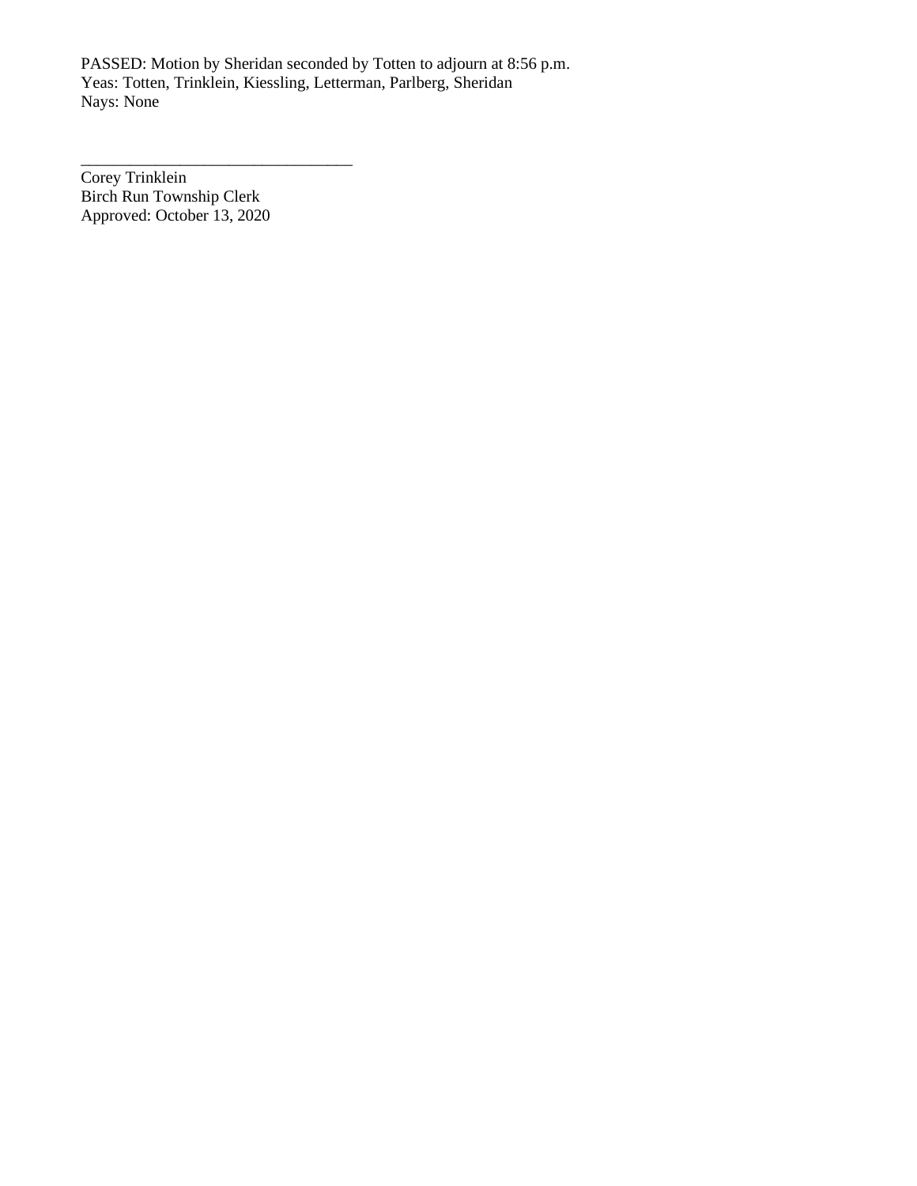PASSED: Motion by Sheridan seconded by Totten to adjourn at 8:56 p.m.
Yeas: Totten, Trinklein, Kiessling, Letterman, Parlberg, Sheridan
Nays: None

_________________________________

Corey Trinklein
Birch Run Township Clerk
Approved: October 13, 2020